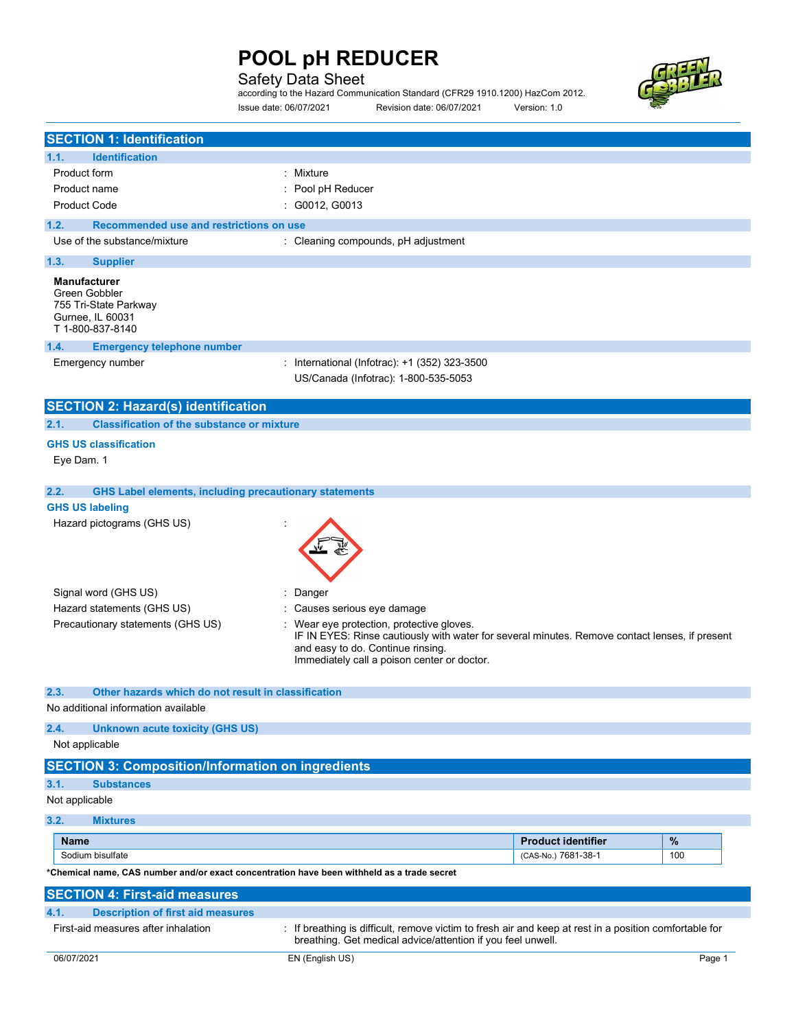# POOL pH REDUCER

Safety Data Sheet

according to the Hazard Communication Standard (CFR29 1910.1200) HazCom 2012.

Issue date: 06/07/2021 Revision date: 06/07/2021 Version: 1.0

## SECTION 1: Identification

### 1.1. Identification

| | |
|---|---|
| Product form | : Mixture |
| Product name | : Pool pH Reducer |
| Product Code | : G0012, G0013 |

### 1.2. Recommended use and restrictions on use

| | |
|---|---|
| Use of the substance/mixture | : Cleaning compounds, pH adjustment |

### 1.3. Supplier

**Manufacturer**
Green Gobbler
755 Tri-State Parkway
Gurnee, IL 60031
T 1-800-837-8140

### 1.4. Emergency telephone number

| | |
|---|---|
| Emergency number | : International (Infotrac): +1 (352) 323-3500 |
| | US/Canada (Infotrac): 1-800-535-5053 |

## SECTION 2: Hazard(s) identification

### 2.1. Classification of the substance or mixture

**GHS US classification**

Eye Dam. 1

### 2.2. GHS Label elements, including precautionary statements

**GHS US labeling**

| | |
|---|---|
| Hazard pictograms (GHS US) | : |
| Signal word (GHS US) | : Danger |
| Hazard statements (GHS US) | : Causes serious eye damage |
| Precautionary statements (GHS US) | : Wear eye protection, protective gloves. IF IN EYES: Rinse cautiously with water for several minutes. Remove contact lenses, if present and easy to do. Continue rinsing. Immediately call a poison center or doctor. |

### 2.3. Other hazards which do not result in classification

No additional information available

### 2.4. Unknown acute toxicity (GHS US)

Not applicable

## SECTION 3: Composition/Information on ingredients

### 3.1. Substances

Not applicable

### 3.2. Mixtures

| Name | Product identifier | % |
|---|---|---|
| Sodium bisulfate | (CAS-No.) 7681-38-1 | 100 |

**\*Chemical name, CAS number and/or exact concentration have been withheld as a trade secret**

## SECTION 4: First-aid measures

### 4.1. Description of first aid measures

| | |
|---|---|
| First-aid measures after inhalation | : If breathing is difficult, remove victim to fresh air and keep at rest in a position comfortable for breathing. Get medical advice/attention if you feel unwell. |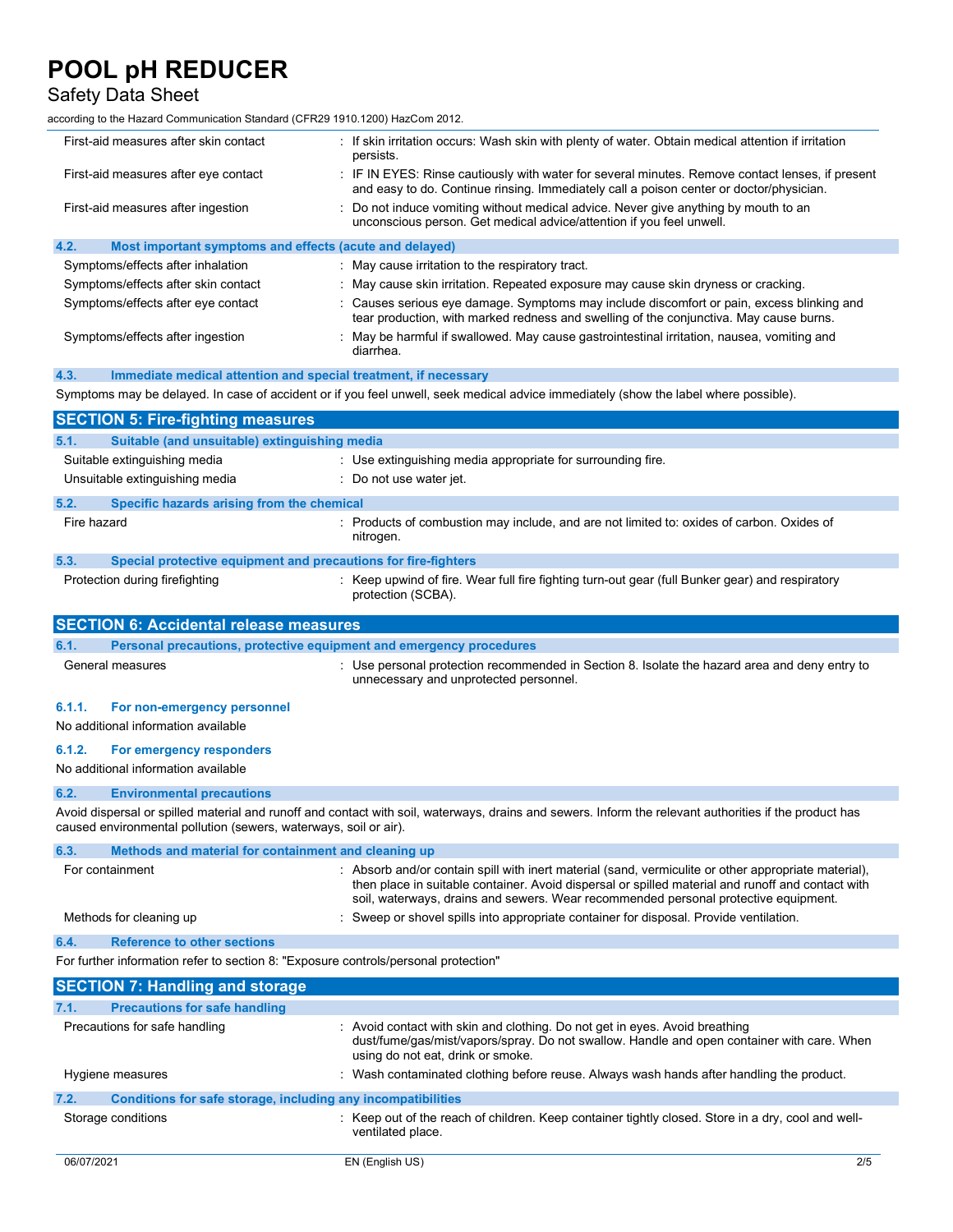| | |
|---|---|
| First-aid measures after skin contact | : If skin irritation occurs: Wash skin with plenty of water. Obtain medical attention if irritation persists. |
| First-aid measures after eye contact | : IF IN EYES: Rinse cautiously with water for several minutes. Remove contact lenses, if present and easy to do. Continue rinsing. Immediately call a poison center or doctor/physician. |
| First-aid measures after ingestion | : Do not induce vomiting without medical advice. Never give anything by mouth to an unconscious person. Get medical advice/attention if you feel unwell. |

### 4.2. Most important symptoms and effects (acute and delayed)

| | |
|---|---|
| Symptoms/effects after inhalation | : May cause irritation to the respiratory tract. |
| Symptoms/effects after skin contact | : May cause skin irritation. Repeated exposure may cause skin dryness or cracking. |
| Symptoms/effects after eye contact | : Causes serious eye damage. Symptoms may include discomfort or pain, excess blinking and tear production, with marked redness and swelling of the conjunctiva. May cause burns. |
| Symptoms/effects after ingestion | : May be harmful if swallowed. May cause gastrointestinal irritation, nausea, vomiting and diarrhea. |

### 4.3. Immediate medical attention and special treatment, if necessary

Symptoms may be delayed. In case of accident or if you feel unwell, seek medical advice immediately (show the label where possible).

## SECTION 5: Fire-fighting measures

### 5.1. Suitable (and unsuitable) extinguishing media

| | |
|---|---|
| Suitable extinguishing media | : Use extinguishing media appropriate for surrounding fire. |
| Unsuitable extinguishing media | : Do not use water jet. |

### 5.2. Specific hazards arising from the chemical

| | |
|---|---|
| Fire hazard | : Products of combustion may include, and are not limited to: oxides of carbon. Oxides of nitrogen. |

### 5.3. Special protective equipment and precautions for fire-fighters

| | |
|---|---|
| Protection during firefighting | : Keep upwind of fire. Wear full fire fighting turn-out gear (full Bunker gear) and respiratory protection (SCBA). |

## SECTION 6: Accidental release measures

### 6.1. Personal precautions, protective equipment and emergency procedures

| | |
|---|---|
| General measures | : Use personal protection recommended in Section 8. Isolate the hazard area and deny entry to unnecessary and unprotected personnel. |

#### 6.1.1. For non-emergency personnel

No additional information available

#### 6.1.2. For emergency responders

No additional information available

### 6.2. Environmental precautions

Avoid dispersal or spilled material and runoff and contact with soil, waterways, drains and sewers. Inform the relevant authorities if the product has caused environmental pollution (sewers, waterways, soil or air).

### 6.3. Methods and material for containment and cleaning up

| | |
|---|---|
| For containment | : Absorb and/or contain spill with inert material (sand, vermiculite or other appropriate material), then place in suitable container. Avoid dispersal or spilled material and runoff and contact with soil, waterways, drains and sewers. Wear recommended personal protective equipment. |
| Methods for cleaning up | : Sweep or shovel spills into appropriate container for disposal. Provide ventilation. |

### 6.4. Reference to other sections

For further information refer to section 8: "Exposure controls/personal protection"

## SECTION 7: Handling and storage

### 7.1. Precautions for safe handling

| | |
|---|---|
| Precautions for safe handling | : Avoid contact with skin and clothing. Do not get in eyes. Avoid breathing dust/fume/gas/mist/vapors/spray. Do not swallow. Handle and open container with care. When using do not eat, drink or smoke. |
| Hygiene measures | : Wash contaminated clothing before reuse. Always wash hands after handling the product. |

### 7.2. Conditions for safe storage, including any incompatibilities

| | |
|---|---|
| Storage conditions | : Keep out of the reach of children. Keep container tightly closed. Store in a dry, cool and well-ventilated place. |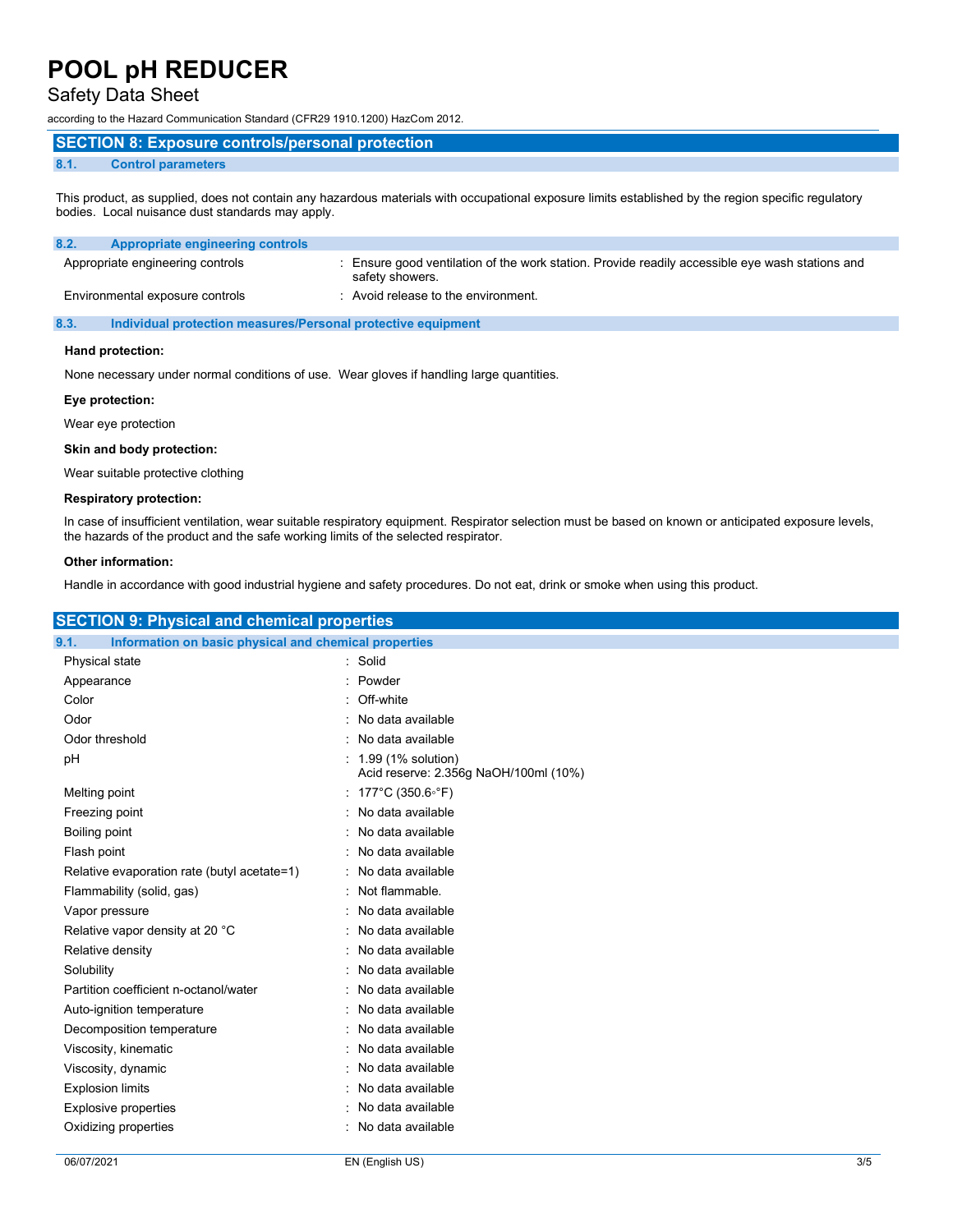## SECTION 8: Exposure controls/personal protection

### 8.1. Control parameters

This product, as supplied, does not contain any hazardous materials with occupational exposure limits established by the region specific regulatory bodies. Local nuisance dust standards may apply.

### 8.2. Appropriate engineering controls

| | |
|---|---|
| Appropriate engineering controls | : Ensure good ventilation of the work station. Provide readily accessible eye wash stations and safety showers. |
| Environmental exposure controls | : Avoid release to the environment. |

### 8.3. Individual protection measures/Personal protective equipment

**Hand protection:**

None necessary under normal conditions of use. Wear gloves if handling large quantities.

**Eye protection:**

Wear eye protection

**Skin and body protection:**

Wear suitable protective clothing

**Respiratory protection:**

In case of insufficient ventilation, wear suitable respiratory equipment. Respirator selection must be based on known or anticipated exposure levels, the hazards of the product and the safe working limits of the selected respirator.

**Other information:**

Handle in accordance with good industrial hygiene and safety procedures. Do not eat, drink or smoke when using this product.

## SECTION 9: Physical and chemical properties

### 9.1. Information on basic physical and chemical properties

| | |
|---|---|
| Physical state | : Solid |
| Appearance | : Powder |
| Color | : Off-white |
| Odor | : No data available |
| Odor threshold | : No data available |
| pH | : 1.99 (1% solution)<br>Acid reserve: 2.356g NaOH/100ml (10%) |
| Melting point | : 177°C (350.6◦°F) |
| Freezing point | : No data available |
| Boiling point | : No data available |
| Flash point | : No data available |
| Relative evaporation rate (butyl acetate=1) | : No data available |
| Flammability (solid, gas) | : Not flammable. |
| Vapor pressure | : No data available |
| Relative vapor density at 20 °C | : No data available |
| Relative density | : No data available |
| Solubility | : No data available |
| Partition coefficient n-octanol/water | : No data available |
| Auto-ignition temperature | : No data available |
| Decomposition temperature | : No data available |
| Viscosity, kinematic | : No data available |
| Viscosity, dynamic | : No data available |
| Explosion limits | : No data available |
| Explosive properties | : No data available |
| Oxidizing properties | : No data available |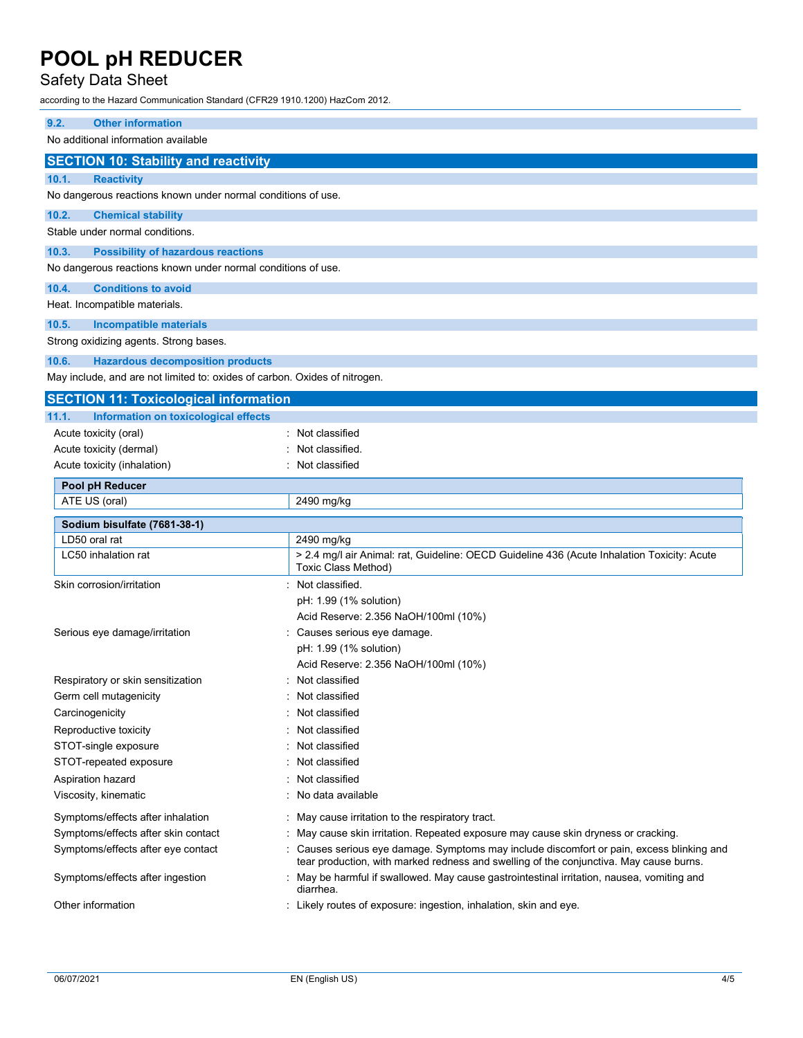### 9.2. Other information

No additional information available

## SECTION 10: Stability and reactivity

### 10.1. Reactivity

No dangerous reactions known under normal conditions of use.

### 10.2. Chemical stability

Stable under normal conditions.

### 10.3. Possibility of hazardous reactions

No dangerous reactions known under normal conditions of use.

### 10.4. Conditions to avoid

Heat. Incompatible materials.

### 10.5. Incompatible materials

Strong oxidizing agents. Strong bases.

### 10.6. Hazardous decomposition products

May include, and are not limited to: oxides of carbon. Oxides of nitrogen.

## SECTION 11: Toxicological information

### 11.1. Information on toxicological effects

Acute toxicity (oral) : Not classified

Acute toxicity (dermal) : Not classified.

Acute toxicity (inhalation) : Not classified

| Pool pH Reducer | |
|---|---|
| ATE US (oral) | 2490 mg/kg |

| Sodium bisulfate (7681-38-1) | |
|---|---|
| LD50 oral rat | 2490 mg/kg |
| LC50 inhalation rat | > 2.4 mg/l air Animal: rat, Guideline: OECD Guideline 436 (Acute Inhalation Toxicity: Acute Toxic Class Method) |

Skin corrosion/irritation : Not classified.
pH: 1.99 (1% solution)
Acid Reserve: 2.356 NaOH/100ml (10%)

Serious eye damage/irritation : Causes serious eye damage.
pH: 1.99 (1% solution)
Acid Reserve: 2.356 NaOH/100ml (10%)

Respiratory or skin sensitization : Not classified

Germ cell mutagenicity : Not classified

Carcinogenicity : Not classified

Reproductive toxicity : Not classified

STOT-single exposure : Not classified

STOT-repeated exposure : Not classified

Aspiration hazard : Not classified

Viscosity, kinematic : No data available

Symptoms/effects after inhalation : May cause irritation to the respiratory tract.

Symptoms/effects after skin contact : May cause skin irritation. Repeated exposure may cause skin dryness or cracking.

Symptoms/effects after eye contact : Causes serious eye damage. Symptoms may include discomfort or pain, excess blinking and tear production, with marked redness and swelling of the conjunctiva. May cause burns.

Symptoms/effects after ingestion : May be harmful if swallowed. May cause gastrointestinal irritation, nausea, vomiting and diarrhea.

Other information : Likely routes of exposure: ingestion, inhalation, skin and eye.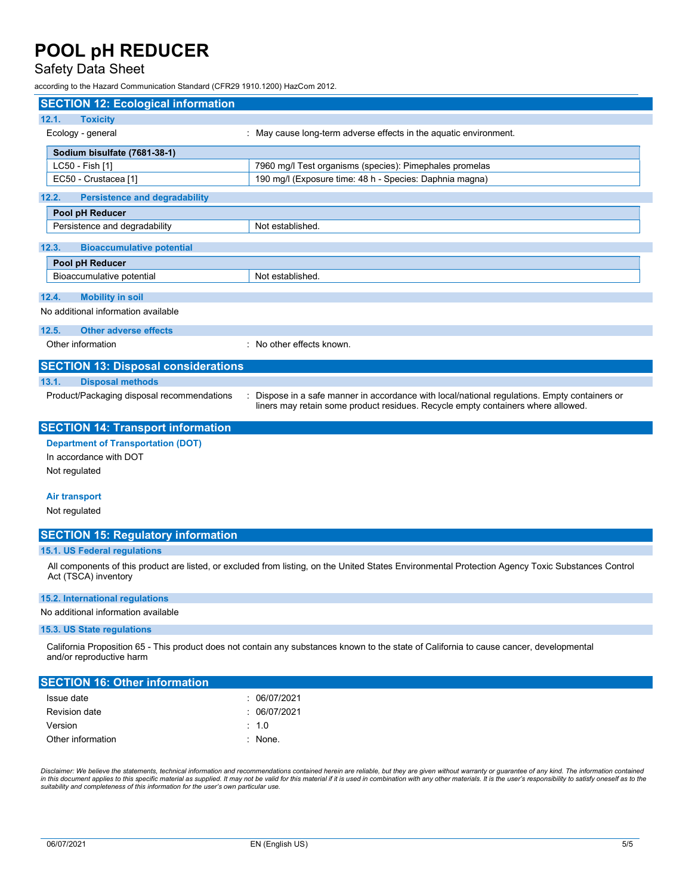## SECTION 12: Ecological information

### 12.1. Toxicity

Ecology - general : May cause long-term adverse effects in the aquatic environment.

| Sodium bisulfate (7681-38-1) | |
|---|---|
| LC50 - Fish [1] | 7960 mg/l Test organisms (species): Pimephales promelas |
| EC50 - Crustacea [1] | 190 mg/l (Exposure time: 48 h - Species: Daphnia magna) |

### 12.2. Persistence and degradability

| Pool pH Reducer | |
|---|---|
| Persistence and degradability | Not established. |

### 12.3. Bioaccumulative potential

| Pool pH Reducer | |
|---|---|
| Bioaccumulative potential | Not established. |

### 12.4. Mobility in soil

No additional information available

### 12.5. Other adverse effects

Other information : No other effects known.

## SECTION 13: Disposal considerations

### 13.1. Disposal methods

Product/Packaging disposal recommendations : Dispose in a safe manner in accordance with local/national regulations. Empty containers or liners may retain some product residues. Recycle empty containers where allowed.

## SECTION 14: Transport information

**Department of Transportation (DOT)**

In accordance with DOT

Not regulated

**Air transport**

Not regulated

## SECTION 15: Regulatory information

### 15.1. US Federal regulations

All components of this product are listed, or excluded from listing, on the United States Environmental Protection Agency Toxic Substances Control Act (TSCA) inventory

### 15.2. International regulations

No additional information available

### 15.3. US State regulations

California Proposition 65 - This product does not contain any substances known to the state of California to cause cancer, developmental and/or reproductive harm

## SECTION 16: Other information

Issue date : 06/07/2021

Revision date : 06/07/2021

Version : 1.0

Other information : None.

*Disclaimer: We believe the statements, technical information and recommendations contained herein are reliable, but they are given without warranty or guarantee of any kind. The information contained in this document applies to this specific material as supplied. It may not be valid for this material if it is used in combination with any other materials. It is the user's responsibility to satisfy oneself as to the suitability and completeness of this information for the user's own particular use.*